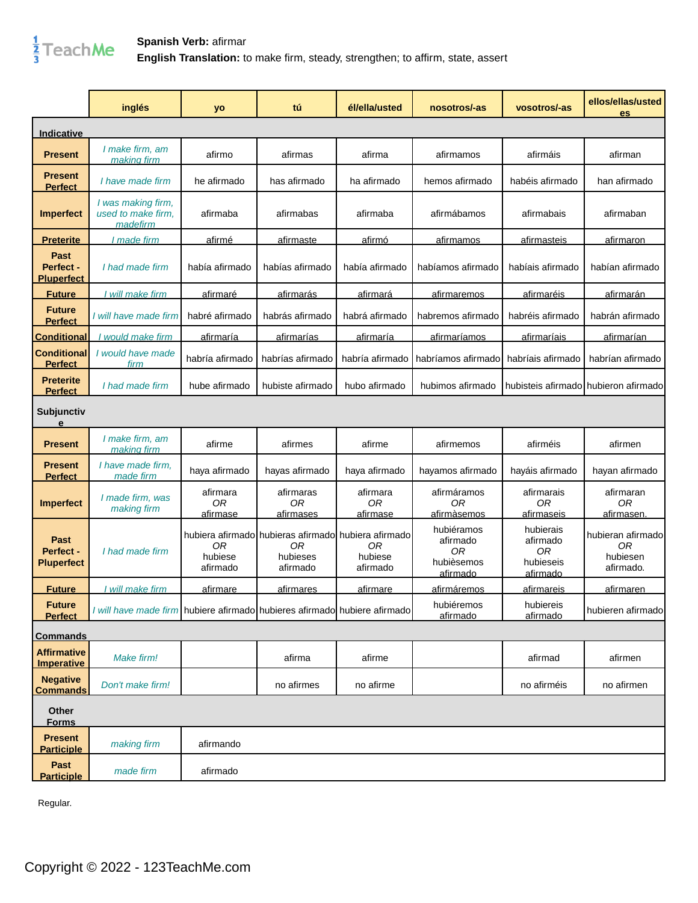**Spanish Verb:** afirmar
**English Translation:** to make firm, steady, strengthen; to affirm, state, assert

| | inglés | yo | tú | él/ella/usted | nosotros/-as | vosotros/-as | ellos/ellas/ustedes |
|---|---|---|---|---|---|---|---|
| **Indicative** | | | | | | | |
| **Present** | *I make firm, am making firm* | afirmo | afirmas | afirma | afirmamos | afirmáis | afirman |
| **Present Perfect** | *I have made firm* | he afirmado | has afirmado | ha afirmado | hemos afirmado | habéis afirmado | han afirmado |
| **Imperfect** | *I was making firm, used to make firm, madefirm* | afirmaba | afirmabas | afirmaba | afirmábamos | afirmabais | afirmaban |
| **Preterite** | *I made firm* | afirmé | afirmaste | afirmó | afirmamos | afirmasteis | afirmaron |
| **Past Perfect - Pluperfect** | *I had made firm* | había afirmado | habías afirmado | había afirmado | habíamos afirmado | habíais afirmado | habían afirmado |
| **Future** | *I will make firm* | afirmaré | afirmarás | afirmará | afirmaremos | afirmaréis | afirmarán |
| **Future Perfect** | *I will have made firm* | habré afirmado | habrás afirmado | habrá afirmado | habremos afirmado | habréis afirmado | habrán afirmado |
| **Conditional** | *I would make firm* | afirmaría | afirmarías | afirmaría | afirmaríamos | afirmaríais | afirmarían |
| **Conditional Perfect** | *I would have made firm* | habría afirmado | habrías afirmado | habría afirmado | habríamos afirmado | habríais afirmado | habrían afirmado |
| **Preterite Perfect** | *I had made firm* | hube afirmado | hubiste afirmado | hubo afirmado | hubimos afirmado | hubisteis afirmado | hubieron afirmado |
| **Subjunctive** | | | | | | | |
| **Present** | *I make firm, am making firm* | afirme | afirmes | afirme | afirmemos | afirméis | afirmen |
| **Present Perfect** | *I have made firm, made firm* | haya afirmado | hayas afirmado | haya afirmado | hayamos afirmado | hayáis afirmado | hayan afirmado |
| **Imperfect** | *I made firm, was making firm* | afirmara *OR* afirmase | afirmaras *OR* afirmases | afirmara *OR* afirmase | afirmáramos *OR* afirmàsemos | afirmarais *OR* afirmaseis | afirmaran *OR* afirmasen. |
| **Past Perfect - Pluperfect** | *I had made firm* | hubiera afirmado *OR* hubiese afirmado | hubieras afirmado *OR* hubieses afirmado | hubiera afirmado *OR* hubiese afirmado | hubiéramos afirmado *OR* hubièsemos afirmado | hubierais afirmado *OR* hubieseis afirmado | hubieran afirmado *OR* hubiesen afirmado. |
| **Future** | *I will make firm* | afirmare | afirmares | afirmare | afirmáremos | afirmareis | afirmaren |
| **Future Perfect** | *I will have made firm* | hubiere afirmado | hubieres afirmado | hubiere afirmado | hubiéremos afirmado | hubiereis afirmado | hubieren afirmado |
| **Commands** | | | | | | | |
| **Affirmative Imperative** | *Make firm!* | | afirma | afirme | | afirmad | afirmen |
| **Negative Commands** | *Don't make firm!* | | no afirmes | no afirme | | no afirméis | no afirmen |
| **Other Forms** | | | | | | | |
| **Present Participle** | *making firm* | afirmando | | | | | |
| **Past Participle** | *made firm* | afirmado | | | | | |

Regular.

Copyright © 2022 - 123TeachMe.com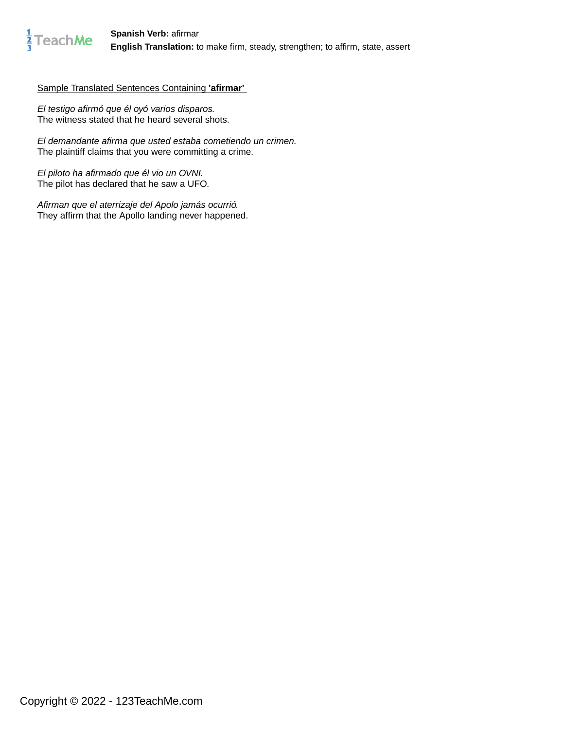**Spanish Verb:** afirmar
**English Translation:** to make firm, steady, strengthen; to affirm, state, assert

Sample Translated Sentences Containing **'afirmar'**

*El testigo afirmó que él oyó varios disparos.*
The witness stated that he heard several shots.

*El demandante afirma que usted estaba cometiendo un crimen.*
The plaintiff claims that you were committing a crime.

*El piloto ha afirmado que él vio un OVNI.*
The pilot has declared that he saw a UFO.

*Afirman que el aterrizaje del Apolo jamás ocurrió.*
They affirm that the Apollo landing never happened.